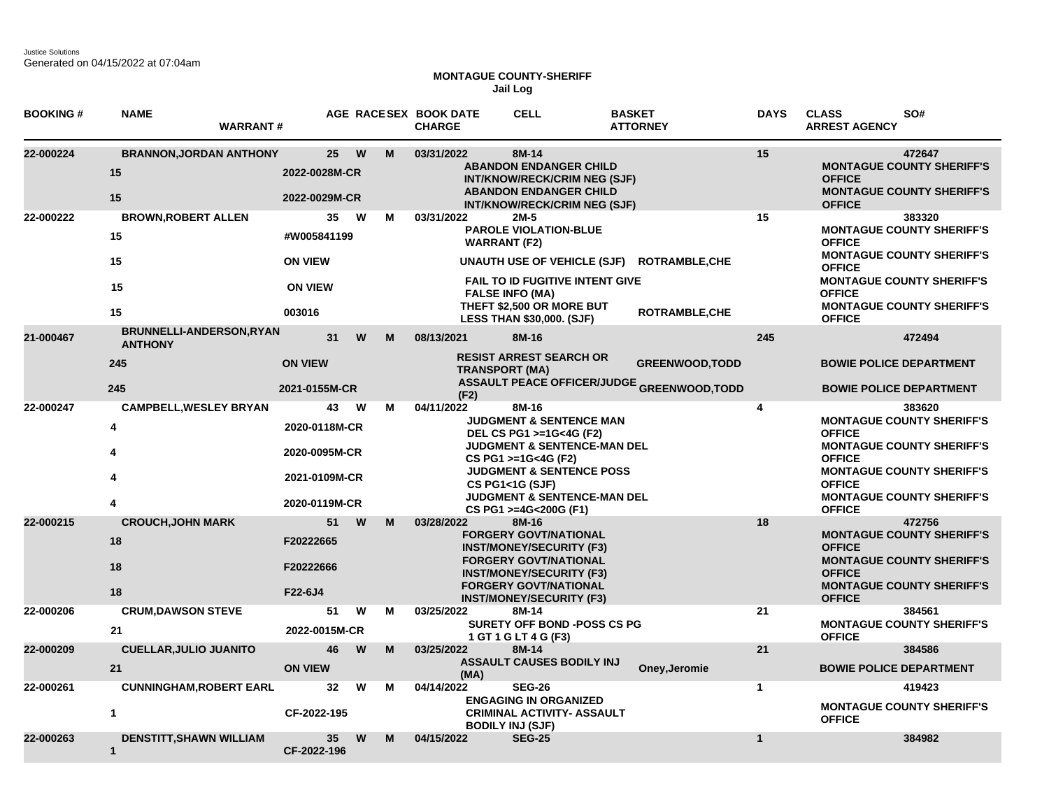Justice Solutions
Generated on 04/15/2022 at 07:04am

# MONTAGUE COUNTY-SHERIFF

## Jail Log

| BOOKING # | NAME / DAYS | WARRANT # | AGE | RACE | SEX | BOOK DATE / CHARGE | CELL | BASKET / ATTORNEY | DAYS | CLASS / ARREST AGENCY | SO# |
|---|---|---|---|---|---|---|---|---|---|---|---|
| 22-000224 | BRANNON,JORDAN ANTHONY | | 25 | W | M | 03/31/2022 | 8M-14 | | 15 | | 472647 |
| | 15 | 2022-0028M-CR | | | | ABANDON ENDANGER CHILD INT/KNOW/RECK/CRIM NEG (SJF) | | | | MONTAGUE COUNTY SHERIFF'S OFFICE | |
| | 15 | 2022-0029M-CR | | | | ABANDON ENDANGER CHILD INT/KNOW/RECK/CRIM NEG (SJF) | | | | MONTAGUE COUNTY SHERIFF'S OFFICE | |
| 22-000222 | BROWN,ROBERT ALLEN | | 35 | W | M | 03/31/2022 | 2M-5 | | 15 | | 383320 |
| | 15 | #W005841199 | | | | PAROLE VIOLATION-BLUE WARRANT (F2) | | | | MONTAGUE COUNTY SHERIFF'S OFFICE | |
| | 15 | ON VIEW | | | | UNAUTH USE OF VEHICLE (SJF) | | ROTRAMBLE,CHE | | MONTAGUE COUNTY SHERIFF'S OFFICE | |
| | 15 | ON VIEW | | | | FAIL TO ID FUGITIVE INTENT GIVE FALSE INFO (MA) | | | | MONTAGUE COUNTY SHERIFF'S OFFICE | |
| | 15 | 003016 | | | | THEFT $2,500 OR MORE BUT LESS THAN $30,000. (SJF) | | ROTRAMBLE,CHE | | MONTAGUE COUNTY SHERIFF'S OFFICE | |
| 21-000467 | BRUNNELLI-ANDERSON,RYAN ANTHONY | | 31 | W | M | 08/13/2021 | 8M-16 | | 245 | | 472494 |
| | 245 | ON VIEW | | | | RESIST ARREST SEARCH OR TRANSPORT (MA) | | GREENWOOD,TODD | | BOWIE POLICE DEPARTMENT | |
| | 245 | 2021-0155M-CR | | | | ASSAULT PEACE OFFICER/JUDGE (F2) | | GREENWOOD,TODD | | BOWIE POLICE DEPARTMENT | |
| 22-000247 | CAMPBELL,WESLEY BRYAN | | 43 | W | M | 04/11/2022 | 8M-16 | | 4 | | 383620 |
| | 4 | 2020-0118M-CR | | | | JUDGMENT & SENTENCE MAN DEL CS PG1 >=1G<4G (F2) | | | | MONTAGUE COUNTY SHERIFF'S OFFICE | |
| | 4 | 2020-0095M-CR | | | | JUDGMENT & SENTENCE-MAN DEL CS PG1 >=1G<4G (F2) | | | | MONTAGUE COUNTY SHERIFF'S OFFICE | |
| | 4 | 2021-0109M-CR | | | | JUDGMENT & SENTENCE POSS CS PG1<1G (SJF) | | | | MONTAGUE COUNTY SHERIFF'S OFFICE | |
| | 4 | 2020-0119M-CR | | | | JUDGMENT & SENTENCE-MAN DEL CS PG1 >=4G<200G (F1) | | | | MONTAGUE COUNTY SHERIFF'S OFFICE | |
| 22-000215 | CROUCH,JOHN MARK | | 51 | W | M | 03/28/2022 | 8M-16 | | 18 | | 472756 |
| | 18 | F20222665 | | | | FORGERY GOVT/NATIONAL INST/MONEY/SECURITY (F3) | | | | MONTAGUE COUNTY SHERIFF'S OFFICE | |
| | 18 | F20222666 | | | | FORGERY GOVT/NATIONAL INST/MONEY/SECURITY (F3) | | | | MONTAGUE COUNTY SHERIFF'S OFFICE | |
| | 18 | F22-6J4 | | | | FORGERY GOVT/NATIONAL INST/MONEY/SECURITY (F3) | | | | MONTAGUE COUNTY SHERIFF'S OFFICE | |
| 22-000206 | CRUM,DAWSON STEVE | | 51 | W | M | 03/25/2022 | 8M-14 | | 21 | | 384561 |
| | 21 | 2022-0015M-CR | | | | SURETY OFF BOND -POSS CS PG 1 GT 1 G LT 4 G (F3) | | | | MONTAGUE COUNTY SHERIFF'S OFFICE | |
| 22-000209 | CUELLAR,JULIO JUANITO | | 46 | W | M | 03/25/2022 | 8M-14 | | 21 | | 384586 |
| | 21 | ON VIEW | | | | ASSAULT CAUSES BODILY INJ (MA) | | Oney,Jeromie | | BOWIE POLICE DEPARTMENT | |
| 22-000261 | CUNNINGHAM,ROBERT EARL | | 32 | W | M | 04/14/2022 | SEG-26 | | 1 | | 419423 |
| | 1 | CF-2022-195 | | | | ENGAGING IN ORGANIZED CRIMINAL ACTIVITY- ASSAULT BODILY INJ (SJF) | | | | MONTAGUE COUNTY SHERIFF'S OFFICE | |
| 22-000263 | DENSTITT,SHAWN WILLIAM | | 35 | W | M | 04/15/2022 | SEG-25 | | 1 | | 384982 |
| | 1 | CF-2022-196 | | | | | | | | | |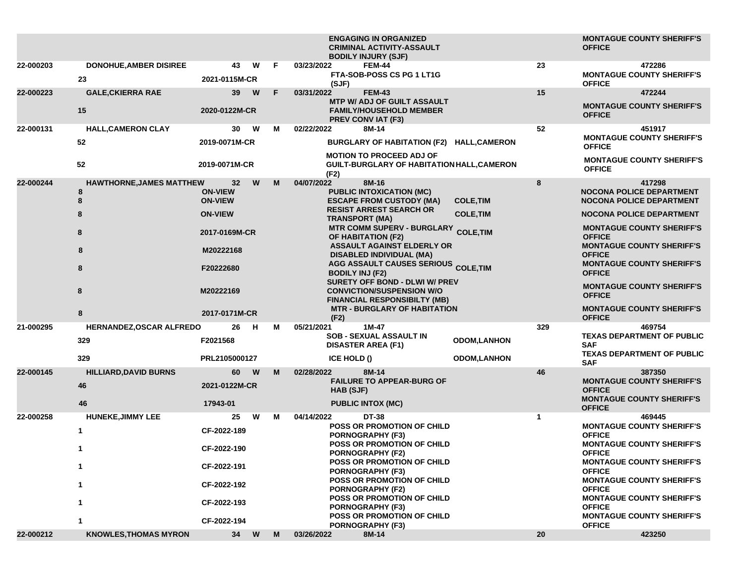| | | | | | | | | | |
|---|---|---|---|---|---|---|---|---|---|
| | | | | | | ENGAGING IN ORGANIZED CRIMINAL ACTIVITY-ASSAULT BODILY INJURY (SJF) | | | MONTAGUE COUNTY SHERIFF'S OFFICE |
| 22-000203 | DONOHUE,AMBER DISIREE | 43 | W | F | 03/23/2022 | FEM-44 | | 23 | 472286 |
| | 23 | 2021-0115M-CR | | | | FTA-SOB-POSS CS PG 1 LT1G (SJF) | | | MONTAGUE COUNTY SHERIFF'S OFFICE |
| 22-000223 | GALE,CKIERRA RAE | 39 | W | F | 03/31/2022 | FEM-43 | | 15 | 472244 |
| | 15 | 2020-0122M-CR | | | | MTP W/ ADJ OF GUILT ASSAULT FAMILY/HOUSEHOLD MEMBER PREV CONV IAT (F3) | | | MONTAGUE COUNTY SHERIFF'S OFFICE |
| 22-000131 | HALL,CAMERON CLAY | 30 | W | M | 02/22/2022 | 8M-14 | | 52 | 451917 |
| | 52 | 2019-0071M-CR | | | | BURGLARY OF HABITATION (F2) | HALL,CAMERON | | MONTAGUE COUNTY SHERIFF'S OFFICE |
| | 52 | 2019-0071M-CR | | | | MOTION TO PROCEED ADJ OF GUILT-BURGLARY OF HABITATION (F2) | HALL,CAMERON | | MONTAGUE COUNTY SHERIFF'S OFFICE |
| 22-000244 | HAWTHORNE,JAMES MATTHEW | 32 | W | M | 04/07/2022 | 8M-16 | | 8 | 417298 |
| | 8 | ON-VIEW | | | | PUBLIC INTOXICATION (MC) | | | NOCONA POLICE DEPARTMENT |
| | 8 | ON-VIEW | | | | ESCAPE FROM CUSTODY (MA) | COLE,TIM | | NOCONA POLICE DEPARTMENT |
| | 8 | ON-VIEW | | | | RESIST ARREST SEARCH OR TRANSPORT (MA) | COLE,TIM | | NOCONA POLICE DEPARTMENT |
| | 8 | 2017-0169M-CR | | | | MTR COMM SUPERV - BURGLARY OF HABITATION (F2) | COLE,TIM | | MONTAGUE COUNTY SHERIFF'S OFFICE |
| | 8 | M20222168 | | | | ASSAULT AGAINST ELDERLY OR DISABLED INDIVIDUAL (MA) | | | MONTAGUE COUNTY SHERIFF'S OFFICE |
| | 8 | F20222680 | | | | AGG ASSAULT CAUSES SERIOUS BODILY INJ (F2) | COLE,TIM | | MONTAGUE COUNTY SHERIFF'S OFFICE |
| | 8 | M20222169 | | | | SURETY OFF BOND - DLWI W/ PREV CONVICTION/SUSPENSION W/O FINANCIAL RESPONSIBILTY (MB) | | | MONTAGUE COUNTY SHERIFF'S OFFICE |
| | 8 | 2017-0171M-CR | | | | MTR - BURGLARY OF HABITATION (F2) | | | MONTAGUE COUNTY SHERIFF'S OFFICE |
| 21-000295 | HERNANDEZ,OSCAR ALFREDO | 26 | H | M | 05/21/2021 | 1M-47 | | 329 | 469754 |
| | 329 | F2021568 | | | | SOB - SEXUAL ASSAULT IN DISASTER AREA (F1) | ODOM,LANHON | | TEXAS DEPARTMENT OF PUBLIC SAF |
| | 329 | PRL2105000127 | | | | ICE HOLD () | ODOM,LANHON | | TEXAS DEPARTMENT OF PUBLIC SAF |
| 22-000145 | HILLIARD,DAVID BURNS | 60 | W | M | 02/28/2022 | 8M-14 | | 46 | 387350 |
| | 46 | 2021-0122M-CR | | | | FAILURE TO APPEAR-BURG OF HAB (SJF) | | | MONTAGUE COUNTY SHERIFF'S OFFICE |
| | 46 | 17943-01 | | | | PUBLIC INTOX (MC) | | | MONTAGUE COUNTY SHERIFF'S OFFICE |
| 22-000258 | HUNEKE,JIMMY LEE | 25 | W | M | 04/14/2022 | DT-38 | | 1 | 469445 |
| | 1 | CF-2022-189 | | | | POSS OR PROMOTION OF CHILD PORNOGRAPHY (F3) | | | MONTAGUE COUNTY SHERIFF'S OFFICE |
| | 1 | CF-2022-190 | | | | POSS OR PROMOTION OF CHILD PORNOGRAPHY (F2) | | | MONTAGUE COUNTY SHERIFF'S OFFICE |
| | 1 | CF-2022-191 | | | | POSS OR PROMOTION OF CHILD PORNOGRAPHY (F3) | | | MONTAGUE COUNTY SHERIFF'S OFFICE |
| | 1 | CF-2022-192 | | | | POSS OR PROMOTION OF CHILD PORNOGRAPHY (F2) | | | MONTAGUE COUNTY SHERIFF'S OFFICE |
| | 1 | CF-2022-193 | | | | POSS OR PROMOTION OF CHILD PORNOGRAPHY (F3) | | | MONTAGUE COUNTY SHERIFF'S OFFICE |
| | 1 | CF-2022-194 | | | | POSS OR PROMOTION OF CHILD PORNOGRAPHY (F3) | | | MONTAGUE COUNTY SHERIFF'S OFFICE |
| 22-000212 | KNOWLES,THOMAS MYRON | 34 | W | M | 03/26/2022 | 8M-14 | | 20 | 423250 |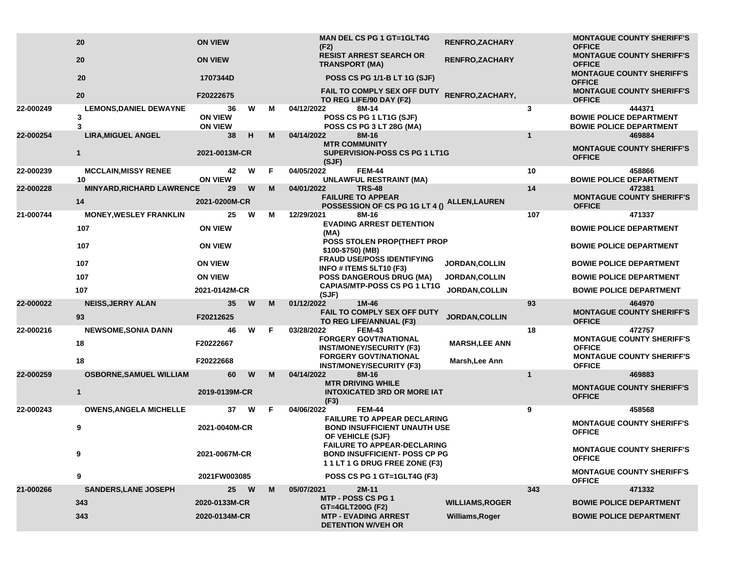| | | | | | | | | | | |
|---|---|---|---|---|---|---|---|---|---|---|
| | 20 | ON VIEW | | | | MAN DEL CS PG 1 GT=1GLT4G (F2) | RENFRO,ZACHARY | | MONTAGUE COUNTY SHERIFF'S OFFICE |
| | 20 | ON VIEW | | | | RESIST ARREST SEARCH OR TRANSPORT (MA) | RENFRO,ZACHARY | | MONTAGUE COUNTY SHERIFF'S OFFICE |
| | 20 | 1707344D | | | | POSS CS PG 1/1-B LT 1G (SJF) | | | MONTAGUE COUNTY SHERIFF'S OFFICE |
| | 20 | F20222675 | | | | FAIL TO COMPLY SEX OFF DUTY TO REG LIFE/90 DAY (F2) | RENFRO,ZACHARY, | | MONTAGUE COUNTY SHERIFF'S OFFICE |
| 22-000249 | LEMONS,DANIEL DEWAYNE | 36 | W | M | 04/12/2022 | 8M-14 | | 3 | 444371 |
| | 3 | ON VIEW | | | | POSS CS PG 1 LT1G (SJF) | | | BOWIE POLICE DEPARTMENT |
| | 3 | ON VIEW | | | | POSS CS PG 3 LT 28G (MA) | | | BOWIE POLICE DEPARTMENT |
| 22-000254 | LIRA,MIGUEL ANGEL | 38 | H | M | 04/14/2022 | 8M-16 | | 1 | 469884 |
| | 1 | 2021-0013M-CR | | | | MTR COMMUNITY SUPERVISION-POSS CS PG 1 LT1G (SJF) | | | MONTAGUE COUNTY SHERIFF'S OFFICE |
| 22-000239 | MCCLAIN,MISSY RENEE | 42 | W | F | 04/05/2022 | FEM-44 | | 10 | 458866 |
| | 10 | ON VIEW | | | | UNLAWFUL RESTRAINT (MA) | | | BOWIE POLICE DEPARTMENT |
| 22-000228 | MINYARD,RICHARD LAWRENCE | 29 | W | M | 04/01/2022 | TRS-48 | | 14 | 472381 |
| | 14 | 2021-0200M-CR | | | | FAILURE TO APPEAR POSSESSION OF CS PG 1G LT 4 () | ALLEN,LAUREN | | MONTAGUE COUNTY SHERIFF'S OFFICE |
| 21-000744 | MONEY,WESLEY FRANKLIN | 25 | W | M | 12/29/2021 | 8M-16 | | 107 | 471337 |
| | 107 | ON VIEW | | | | EVADING ARREST DETENTION (MA) | | | BOWIE POLICE DEPARTMENT |
| | 107 | ON VIEW | | | | POSS STOLEN PROP(THEFT PROP $100-$750) (MB) | | | BOWIE POLICE DEPARTMENT |
| | 107 | ON VIEW | | | | FRAUD USE/POSS IDENTIFYING INFO # ITEMS 5LT10 (F3) | JORDAN,COLLIN | | BOWIE POLICE DEPARTMENT |
| | 107 | ON VIEW | | | | POSS DANGEROUS DRUG (MA) | JORDAN,COLLIN | | BOWIE POLICE DEPARTMENT |
| | 107 | 2021-0142M-CR | | | | CAPIAS/MTP-POSS CS PG 1 LT1G (SJF) | JORDAN,COLLIN | | BOWIE POLICE DEPARTMENT |
| 22-000022 | NEISS,JERRY ALAN | 35 | W | M | 01/12/2022 | 1M-46 | | 93 | 464970 |
| | 93 | F20212625 | | | | FAIL TO COMPLY SEX OFF DUTY TO REG LIFE/ANNUAL (F3) | JORDAN,COLLIN | | MONTAGUE COUNTY SHERIFF'S OFFICE |
| 22-000216 | NEWSOME,SONIA DANN | 46 | W | F | 03/28/2022 | FEM-43 | | 18 | 472757 |
| | 18 | F20222667 | | | | FORGERY GOVT/NATIONAL INST/MONEY/SECURITY (F3) | MARSH,LEE ANN | | MONTAGUE COUNTY SHERIFF'S OFFICE |
| | 18 | F20222668 | | | | FORGERY GOVT/NATIONAL INST/MONEY/SECURITY (F3) | Marsh,Lee Ann | | MONTAGUE COUNTY SHERIFF'S OFFICE |
| 22-000259 | OSBORNE,SAMUEL WILLIAM | 60 | W | M | 04/14/2022 | 8M-16 | | 1 | 469883 |
| | 1 | 2019-0139M-CR | | | | MTR DRIVING WHILE INTOXICATED 3RD OR MORE IAT (F3) | | | MONTAGUE COUNTY SHERIFF'S OFFICE |
| 22-000243 | OWENS,ANGELA MICHELLE | 37 | W | F | 04/06/2022 | FEM-44 | | 9 | 458568 |
| | 9 | 2021-0040M-CR | | | | FAILURE TO APPEAR DECLARING BOND INSUFFICIENT UNAUTH USE OF VEHICLE (SJF) | | | MONTAGUE COUNTY SHERIFF'S OFFICE |
| | 9 | 2021-0067M-CR | | | | FAILURE TO APPEAR-DECLARING BOND INSUFFICIENT- POSS CP PG 1 1 LT 1 G DRUG FREE ZONE (F3) | | | MONTAGUE COUNTY SHERIFF'S OFFICE |
| | 9 | 2021FW003085 | | | | POSS CS PG 1 GT=1GLT4G (F3) | | | MONTAGUE COUNTY SHERIFF'S OFFICE |
| 21-000266 | SANDERS,LANE JOSEPH | 25 | W | M | 05/07/2021 | 2M-11 | | 343 | 471332 |
| | 343 | 2020-0133M-CR | | | | MTP - POSS CS PG 1 GT=4GLT200G (F2) | WILLIAMS,ROGER | | BOWIE POLICE DEPARTMENT |
| | 343 | 2020-0134M-CR | | | | MTP - EVADING ARREST DETENTION W/VEH OR | Williams,Roger | | BOWIE POLICE DEPARTMENT |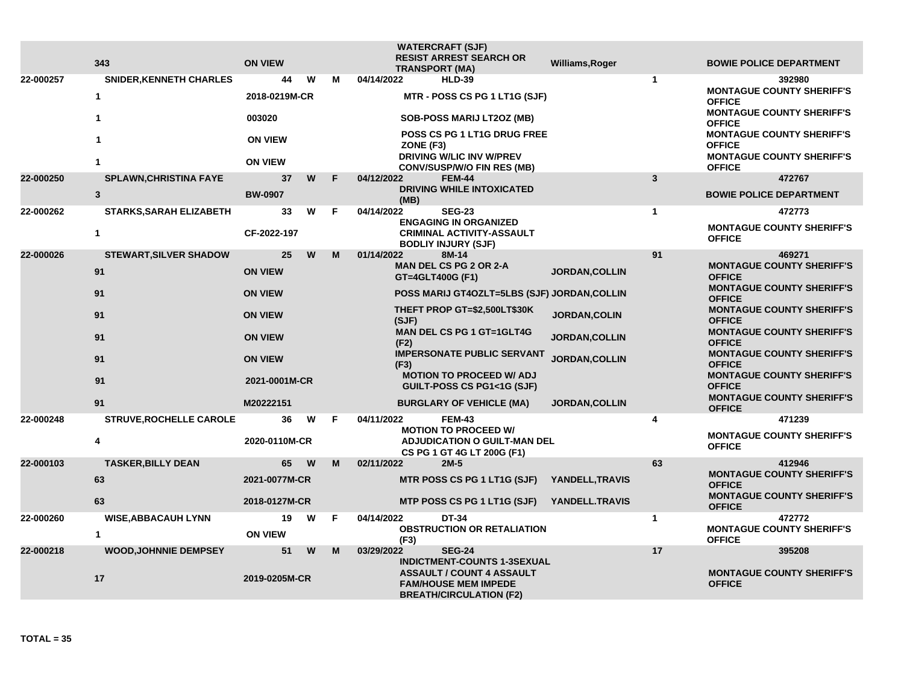| | | | | | | | | | |
|---|---|---|---|---|---|---|---|---|---|
| | 343 | ON VIEW | | | | WATERCRAFT (SJF) RESIST ARREST SEARCH OR TRANSPORT (MA) | Williams,Roger | | BOWIE POLICE DEPARTMENT |
| 22-000257 | SNIDER,KENNETH CHARLES | 44 | W | M | 04/14/2022 | HLD-39 | | 1 | 392980 |
| | 1 | 2018-0219M-CR | | | | MTR - POSS CS PG 1 LT1G (SJF) | | | MONTAGUE COUNTY SHERIFF'S OFFICE |
| | 1 | 003020 | | | | SOB-POSS MARIJ LT2OZ (MB) | | | MONTAGUE COUNTY SHERIFF'S OFFICE |
| | 1 | ON VIEW | | | | POSS CS PG 1 LT1G DRUG FREE ZONE (F3) | | | MONTAGUE COUNTY SHERIFF'S OFFICE |
| | 1 | ON VIEW | | | | DRIVING W/LIC INV W/PREV CONV/SUSP/W/O FIN RES (MB) | | | MONTAGUE COUNTY SHERIFF'S OFFICE |
| 22-000250 | SPLAWN,CHRISTINA FAYE | 37 | W | F | 04/12/2022 | FEM-44 | | 3 | 472767 |
| | 3 | BW-0907 | | | | DRIVING WHILE INTOXICATED (MB) | | | BOWIE POLICE DEPARTMENT |
| 22-000262 | STARKS,SARAH ELIZABETH | 33 | W | F | 04/14/2022 | SEG-23 | | 1 | 472773 |
| | 1 | CF-2022-197 | | | | ENGAGING IN ORGANIZED CRIMINAL ACTIVITY-ASSAULT BODLIY INJURY (SJF) | | | MONTAGUE COUNTY SHERIFF'S OFFICE |
| 22-000026 | STEWART,SILVER SHADOW | 25 | W | M | 01/14/2022 | 8M-14 | | 91 | 469271 |
| | 91 | ON VIEW | | | | MAN DEL CS PG 2 OR 2-A GT=4GLT400G (F1) | JORDAN,COLLIN | | MONTAGUE COUNTY SHERIFF'S OFFICE |
| | 91 | ON VIEW | | | | POSS MARIJ GT4OZLT=5LBS (SJF) | JORDAN,COLLIN | | MONTAGUE COUNTY SHERIFF'S OFFICE |
| | 91 | ON VIEW | | | | THEFT PROP GT=$2,500LT$30K (SJF) | JORDAN,COLIN | | MONTAGUE COUNTY SHERIFF'S OFFICE |
| | 91 | ON VIEW | | | | MAN DEL CS PG 1 GT=1GLT4G (F2) | JORDAN,COLLIN | | MONTAGUE COUNTY SHERIFF'S OFFICE |
| | 91 | ON VIEW | | | | IMPERSONATE PUBLIC SERVANT (F3) | JORDAN,COLLIN | | MONTAGUE COUNTY SHERIFF'S OFFICE |
| | 91 | 2021-0001M-CR | | | | MOTION TO PROCEED W/ ADJ GUILT-POSS CS PG1<1G (SJF) | | | MONTAGUE COUNTY SHERIFF'S OFFICE |
| | 91 | M20222151 | | | | BURGLARY OF VEHICLE (MA) | JORDAN,COLLIN | | MONTAGUE COUNTY SHERIFF'S OFFICE |
| 22-000248 | STRUVE,ROCHELLE CAROLE | 36 | W | F | 04/11/2022 | FEM-43 | | 4 | 471239 |
| | 4 | 2020-0110M-CR | | | | MOTION TO PROCEED W/ ADJUDICATION O GUILT-MAN DEL CS PG 1 GT 4G LT 200G (F1) | | | MONTAGUE COUNTY SHERIFF'S OFFICE |
| 22-000103 | TASKER,BILLY DEAN | 65 | W | M | 02/11/2022 | 2M-5 | | 63 | 412946 |
| | 63 | 2021-0077M-CR | | | | MTR POSS CS PG 1 LT1G (SJF) | YANDELL,TRAVIS | | MONTAGUE COUNTY SHERIFF'S OFFICE |
| | 63 | 2018-0127M-CR | | | | MTP POSS CS PG 1 LT1G (SJF) | YANDELL.TRAVIS | | MONTAGUE COUNTY SHERIFF'S OFFICE |
| 22-000260 | WISE,ABBACAUH LYNN | 19 | W | F | 04/14/2022 | DT-34 | | 1 | 472772 |
| | 1 | ON VIEW | | | | OBSTRUCTION OR RETALIATION (F3) | | | MONTAGUE COUNTY SHERIFF'S OFFICE |
| 22-000218 | WOOD,JOHNNIE DEMPSEY | 51 | W | M | 03/29/2022 | SEG-24 | | 17 | 395208 |
| | 17 | 2019-0205M-CR | | | | INDICTMENT-COUNTS 1-3SEXUAL ASSAULT / COUNT 4 ASSAULT FAM/HOUSE MEM IMPEDE BREATH/CIRCULATION (F2) | | | MONTAGUE COUNTY SHERIFF'S OFFICE |

**TOTAL = 35**